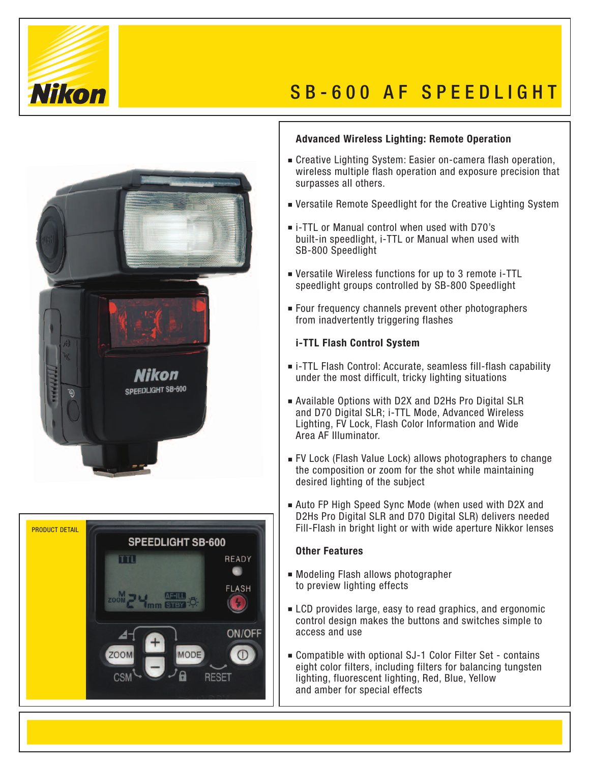# SB-600 AF SPEEDLIGHT

PRODUCT DETAIL

## Advanced Wireless Lighting: Remote Operation

- Creative Lighting System: Easier on-camera flash operation, wireless multiple flash operation and exposure precision that surpasses all others.
- Versatile Remote Speedlight for the Creative Lighting System
- i-TTL or Manual control when used with D70's built-in speedlight, i-TTL or Manual when used with SB-800 Speedlight
- Versatile Wireless functions for up to 3 remote i-TTL speedlight groups controlled by SB-800 Speedlight
- Four frequency channels prevent other photographers from inadvertently triggering flashes

## i-TTL Flash Control System

- i-TTL Flash Control: Accurate, seamless fill-flash capability under the most difficult, tricky lighting situations
- Available Options with D2X and D2Hs Pro Digital SLR and D70 Digital SLR; i-TTL Mode, Advanced Wireless Lighting, FV Lock, Flash Color Information and Wide Area AF Illuminator.
- FV Lock (Flash Value Lock) allows photographers to change the composition or zoom for the shot while maintaining desired lighting of the subject
- Auto FP High Speed Sync Mode (when used with D2X and D2Hs Pro Digital SLR and D70 Digital SLR) delivers needed Fill-Flash in bright light or with wide aperture Nikkor lenses

## Other Features

- Modeling Flash allows photographer to preview lighting effects
- LCD provides large, easy to read graphics, and ergonomic control design makes the buttons and switches simple to access and use
- Compatible with optional SJ-1 Color Filter Set - contains eight color filters, including filters for balancing tungsten lighting, fluorescent lighting, Red, Blue, Yellow and amber for special effects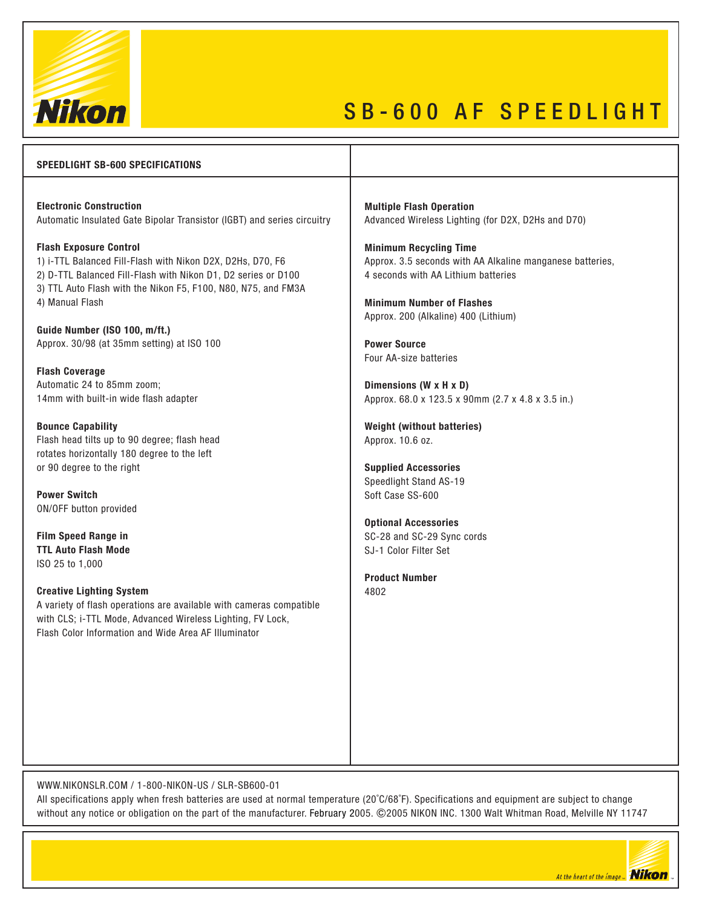# SB-600 AF SPEEDLIGHT

## SPEEDLIGHT SB-600 SPECIFICATIONS

**Electronic Construction**
Automatic Insulated Gate Bipolar Transistor (IGBT) and series circuitry

**Flash Exposure Control**
1) i-TTL Balanced Fill-Flash with Nikon D2X, D2Hs, D70, F6
2) D-TTL Balanced Fill-Flash with Nikon D1, D2 series or D100
3) TTL Auto Flash with the Nikon F5, F100, N80, N75, and FM3A
4) Manual Flash

**Guide Number (ISO 100, m/ft.)**
Approx. 30/98 (at 35mm setting) at ISO 100

**Flash Coverage**
Automatic 24 to 85mm zoom;
14mm with built-in wide flash adapter

**Bounce Capability**
Flash head tilts up to 90 degree; flash head rotates horizontally 180 degree to the left or 90 degree to the right

**Power Switch**
ON/OFF button provided

**Film Speed Range in TTL Auto Flash Mode**
ISO 25 to 1,000

**Creative Lighting System**
A variety of flash operations are available with cameras compatible with CLS; i-TTL Mode, Advanced Wireless Lighting, FV Lock, Flash Color Information and Wide Area AF Illuminator

**Multiple Flash Operation**
Advanced Wireless Lighting (for D2X, D2Hs and D70)

**Minimum Recycling Time**
Approx. 3.5 seconds with AA Alkaline manganese batteries,
4 seconds with AA Lithium batteries

**Minimum Number of Flashes**
Approx. 200 (Alkaline) 400 (Lithium)

**Power Source**
Four AA-size batteries

**Dimensions (W x H x D)**
Approx. 68.0 x 123.5 x 90mm (2.7 x 4.8 x 3.5 in.)

**Weight (without batteries)**
Approx. 10.6 oz.

**Supplied Accessories**
Speedlight Stand AS-19
Soft Case SS-600

**Optional Accessories**
SC-28 and SC-29 Sync cords
SJ-1 Color Filter Set

**Product Number**
4802

WWW.NIKONSLR.COM / 1-800-NIKON-US / SLR-SB600-01
All specifications apply when fresh batteries are used at normal temperature (20˚C/68˚F). Specifications and equipment are subject to change without any notice or obligation on the part of the manufacturer. February 2005. ©2005 NIKON INC. 1300 Walt Whitman Road, Melville NY 11747

At the heart of the image Nikon